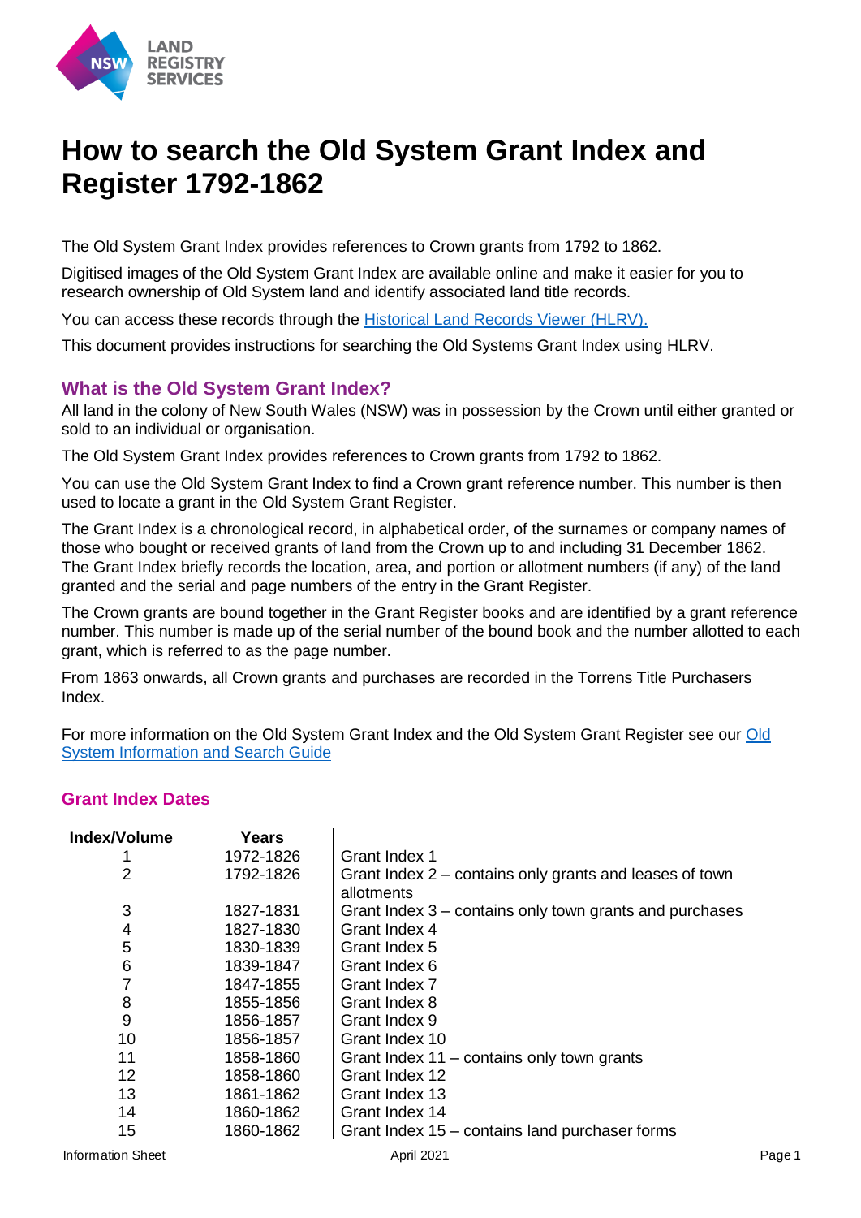# How to search the Old System Grant Index and Register 1792-1862

The Old System Grant Index provides references to Crown grants from 1792 to 1862.

Digitised images of the Old System Grant Index are available online and make it easier for you to research ownership of Old System land and identify associated land title records.

You can access these records through the Historical Land Records Viewer (HLRV).

This document provides instructions for searching the Old Systems Grant Index using HLRV.

## What is the Old System Grant Index?

All land in the colony of New South Wales (NSW) was in possession by the Crown until either granted or sold to an individual or organisation.

The Old System Grant Index provides references to Crown grants from 1792 to 1862.

You can use the Old System Grant Index to find a Crown grant reference number. This number is then used to locate a grant in the Old System Grant Register.

The Grant Index is a chronological record, in alphabetical order, of the surnames or company names of those who bought or received grants of land from the Crown up to and including 31 December 1862. The Grant Index briefly records the location, area, and portion or allotment numbers (if any) of the land granted and the serial and page numbers of the entry in the Grant Register.

The Crown grants are bound together in the Grant Register books and are identified by a grant reference number. This number is made up of the serial number of the bound book and the number allotted to each grant, which is referred to as the page number.

From 1863 onwards, all Crown grants and purchases are recorded in the Torrens Title Purchasers Index.

For more information on the Old System Grant Index and the Old System Grant Register see our Old System Information and Search Guide

### Grant Index Dates

| Index/Volume | Years | |
|---|---|---|
| 1 | 1972-1826 | Grant Index 1 |
| 2 | 1792-1826 | Grant Index 2 – contains only grants and leases of town allotments |
| 3 | 1827-1831 | Grant Index 3 – contains only town grants and purchases |
| 4 | 1827-1830 | Grant Index 4 |
| 5 | 1830-1839 | Grant Index 5 |
| 6 | 1839-1847 | Grant Index 6 |
| 7 | 1847-1855 | Grant Index 7 |
| 8 | 1855-1856 | Grant Index 8 |
| 9 | 1856-1857 | Grant Index 9 |
| 10 | 1856-1857 | Grant Index 10 |
| 11 | 1858-1860 | Grant Index 11 – contains only town grants |
| 12 | 1858-1860 | Grant Index 12 |
| 13 | 1861-1862 | Grant Index 13 |
| 14 | 1860-1862 | Grant Index 14 |
| 15 | 1860-1862 | Grant Index 15 – contains land purchaser forms |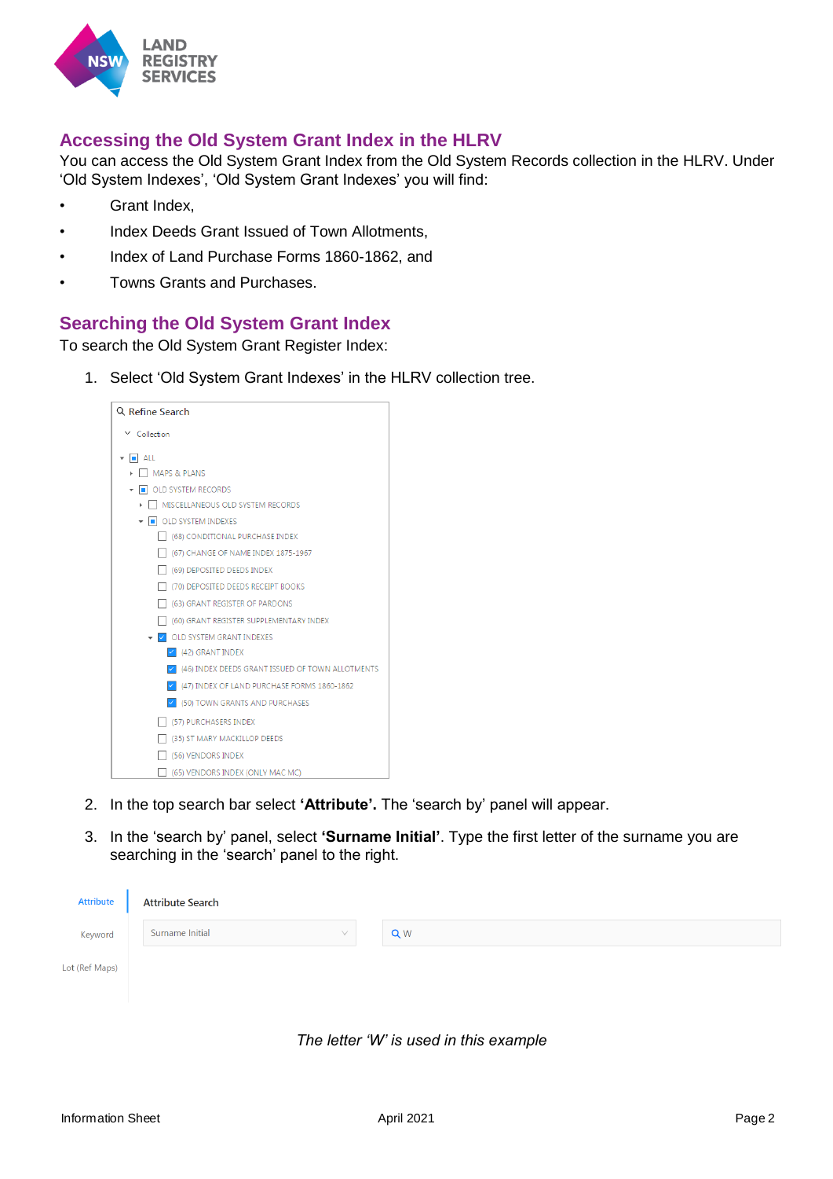## Accessing the Old System Grant Index in the HLRV

You can access the Old System Grant Index from the Old System Records collection in the HLRV. Under 'Old System Indexes', 'Old System Grant Indexes' you will find:

- Grant Index,
- Index Deeds Grant Issued of Town Allotments,
- Index of Land Purchase Forms 1860-1862, and
- Towns Grants and Purchases.

## Searching the Old System Grant Index

To search the Old System Grant Register Index:

1. Select 'Old System Grant Indexes' in the HLRV collection tree.
2. In the top search bar select **'Attribute'.** The 'search by' panel will appear.
3. In the 'search by' panel, select **'Surname Initial'**. Type the first letter of the surname you are searching in the 'search' panel to the right.

*The letter 'W' is used in this example*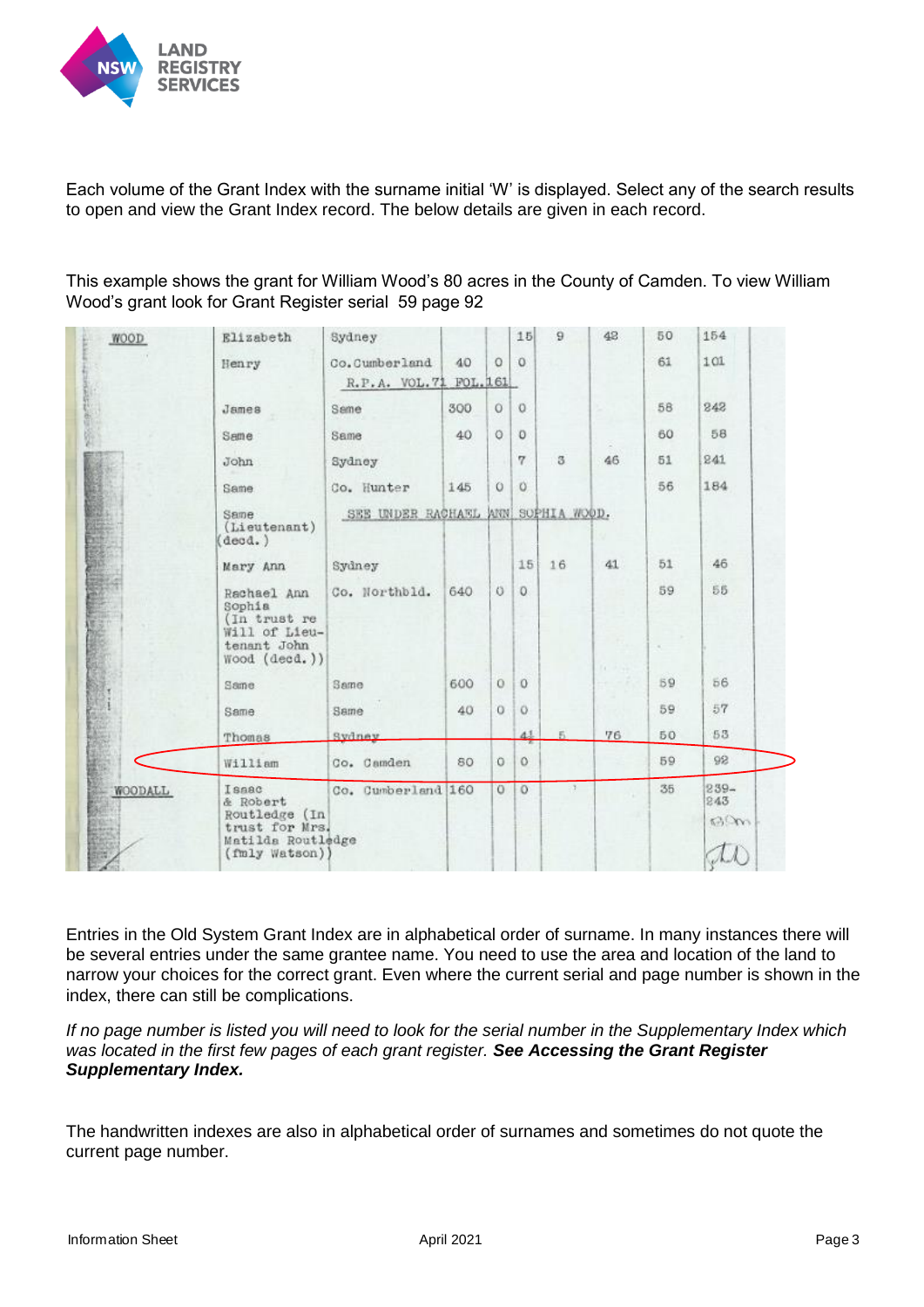Each volume of the Grant Index with the surname initial 'W' is displayed. Select any of the search results to open and view the Grant Index record. The below details are given in each record.

This example shows the grant for William Wood's 80 acres in the County of Camden. To view William Wood's grant look for Grant Register serial 59 page 92

| | | | | | | | | | | |
|---|---|---|---|---|---|---|---|---|---|---|
| WOOD | Elizabeth | Sydney | | | 15 | 9 | 48 | 50 | 154 |
| | Henry | Co. Cumberland<br>R.P.A. VOL.71 FOL.161 | 40 | 0 | 0 | | | 61 | 101 |
| | James | Same | 300 | 0 | 0 | | | 58 | 242 |
| | Same | Same | 40 | 0 | 0 | | | 60 | 58 |
| | John | Sydney | | | 7 | 3 | 46 | 51 | 241 |
| | Same | Co. Hunter | 145 | 0 | 0 | | | 56 | 184 |
| | Same (Lieutenant) (decd.) | SEE UNDER RACHAEL ANN SOPHIA WOOD. | | | | | | | |
| | Mary Ann | Sydney | | | 15 | 16 | 41 | 51 | 46 |
| | Rachael Ann Sophia (In trust re Will of Lieutenant John Wood (decd.)) | Co. Northbld. | 640 | 0 | 0 | | | 59 | 55 |
| | Same | Same | 600 | 0 | 0 | | | 59 | 56 |
| | Same | Same | 40 | 0 | 0 | | | 59 | 57 |
| | Thomas | Sydney | | | 4½ | 5 | 76 | 50 | 53 |
| | William | Co. Camden | 80 | 0 | 0 | | | 59 | 92 |
| WOODALL | Isaac & Robert Routledge (In trust for Mrs. Matilda Routledge (fmly Watson)) | Co. Cumberland | 160 | 0 | 0 | | | 35 | 239-243 |

Entries in the Old System Grant Index are in alphabetical order of surname. In many instances there will be several entries under the same grantee name. You need to use the area and location of the land to narrow your choices for the correct grant. Even where the current serial and page number is shown in the index, there can still be complications.

*If no page number is listed you will need to look for the serial number in the Supplementary Index which was located in the first few pages of each grant register.* ***See Accessing the Grant Register Supplementary Index.***

The handwritten indexes are also in alphabetical order of surnames and sometimes do not quote the current page number.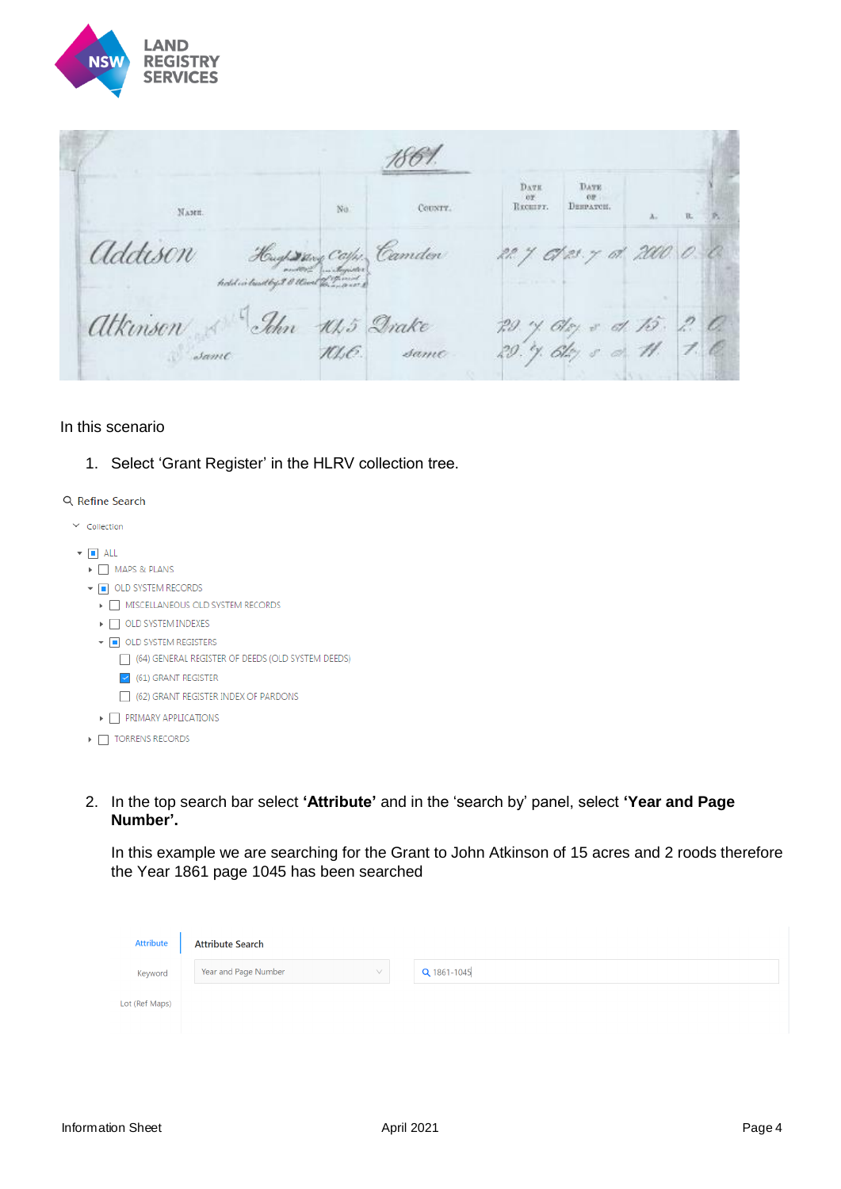In this scenario

1. Select 'Grant Register' in the HLRV collection tree.

Refine Search

Collection

- ALL
  - MAPS & PLANS
  - OLD SYSTEM RECORDS
    - MISCELLANEOUS OLD SYSTEM RECORDS
    - OLD SYSTEM INDEXES
    - OLD SYSTEM REGISTERS
      - (64) GENERAL REGISTER OF DEEDS (OLD SYSTEM DEEDS)
      - (61) GRANT REGISTER
      - (62) GRANT REGISTER INDEX OF PARDONS
    - PRIMARY APPLICATIONS
  - TORRENS RECORDS

2. In the top search bar select **'Attribute'** and in the 'search by' panel, select **'Year and Page Number'.**

   In this example we are searching for the Grant to John Atkinson of 15 acres and 2 roods therefore the Year 1861 page 1045 has been searched

Attribute | Attribute Search

Keyword | Year and Page Number | 1861-1045

Lot (Ref Maps)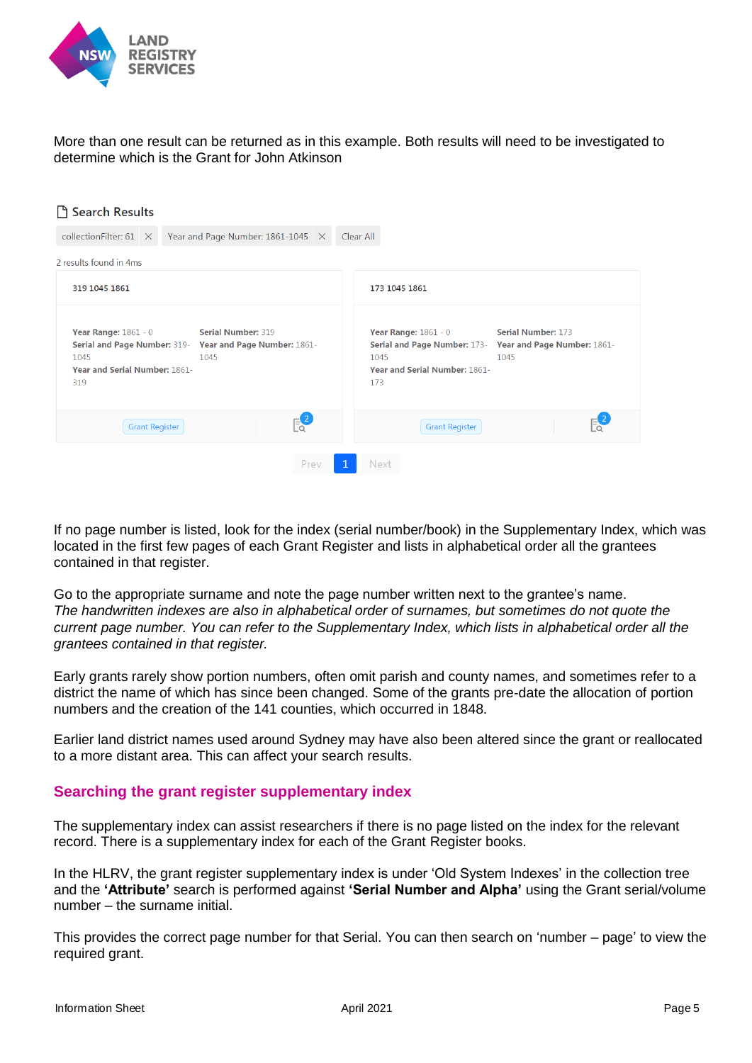More than one result can be returned as in this example. Both results will need to be investigated to determine which is the Grant for John Atkinson

Search Results

collectionFilter: 61 × Year and Page Number: 1861-1045 × Clear All

2 results found in 4ms

| 319 1045 1861 | 173 1045 1861 |
|---|---|
| **Year Range:** 1861 - 0 | **Year Range:** 1861 - 0 |
| **Serial Number:** 319 | **Serial Number:** 173 |
| **Serial and Page Number:** 319-1045 | **Serial and Page Number:** 173-1045 |
| **Year and Page Number:** 1861-1045 | **Year and Page Number:** 1861-1045 |
| **Year and Serial Number:** 1861-319 | **Year and Serial Number:** 1861-173 |
| Grant Register | Grant Register |

Prev 1 Next

If no page number is listed, look for the index (serial number/book) in the Supplementary Index, which was located in the first few pages of each Grant Register and lists in alphabetical order all the grantees contained in that register.

Go to the appropriate surname and note the page number written next to the grantee's name.
*The handwritten indexes are also in alphabetical order of surnames, but sometimes do not quote the current page number. You can refer to the Supplementary Index, which lists in alphabetical order all the grantees contained in that register.*

Early grants rarely show portion numbers, often omit parish and county names, and sometimes refer to a district the name of which has since been changed. Some of the grants pre-date the allocation of portion numbers and the creation of the 141 counties, which occurred in 1848.

Earlier land district names used around Sydney may have also been altered since the grant or reallocated to a more distant area. This can affect your search results.

## Searching the grant register supplementary index

The supplementary index can assist researchers if there is no page listed on the index for the relevant record. There is a supplementary index for each of the Grant Register books.

In the HLRV, the grant register supplementary index is under 'Old System Indexes' in the collection tree and the **'Attribute'** search is performed against **'Serial Number and Alpha'** using the Grant serial/volume number – the surname initial.

This provides the correct page number for that Serial. You can then search on 'number – page' to view the required grant.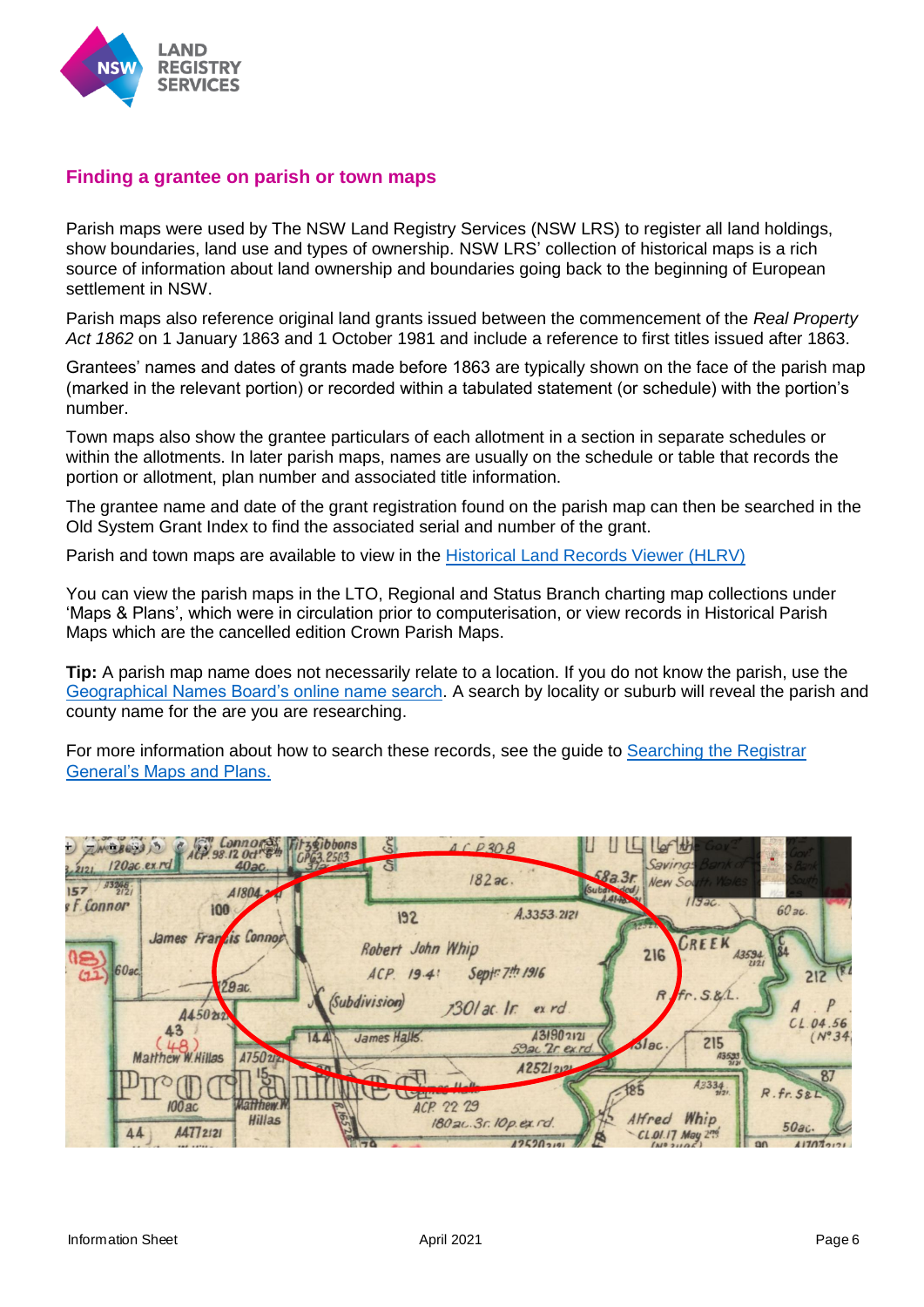## Finding a grantee on parish or town maps

Parish maps were used by The NSW Land Registry Services (NSW LRS) to register all land holdings, show boundaries, land use and types of ownership. NSW LRS' collection of historical maps is a rich source of information about land ownership and boundaries going back to the beginning of European settlement in NSW.

Parish maps also reference original land grants issued between the commencement of the *Real Property Act 1862* on 1 January 1863 and 1 October 1981 and include a reference to first titles issued after 1863.

Grantees' names and dates of grants made before 1863 are typically shown on the face of the parish map (marked in the relevant portion) or recorded within a tabulated statement (or schedule) with the portion's number.

Town maps also show the grantee particulars of each allotment in a section in separate schedules or within the allotments. In later parish maps, names are usually on the schedule or table that records the portion or allotment, plan number and associated title information.

The grantee name and date of the grant registration found on the parish map can then be searched in the Old System Grant Index to find the associated serial and number of the grant.

Parish and town maps are available to view in the Historical Land Records Viewer (HLRV)

You can view the parish maps in the LTO, Regional and Status Branch charting map collections under 'Maps & Plans', which were in circulation prior to computerisation, or view records in Historical Parish Maps which are the cancelled edition Crown Parish Maps.

**Tip:** A parish map name does not necessarily relate to a location. If you do not know the parish, use the Geographical Names Board's online name search. A search by locality or suburb will reveal the parish and county name for the are you are researching.

For more information about how to search these records, see the guide to Searching the Registrar General's Maps and Plans.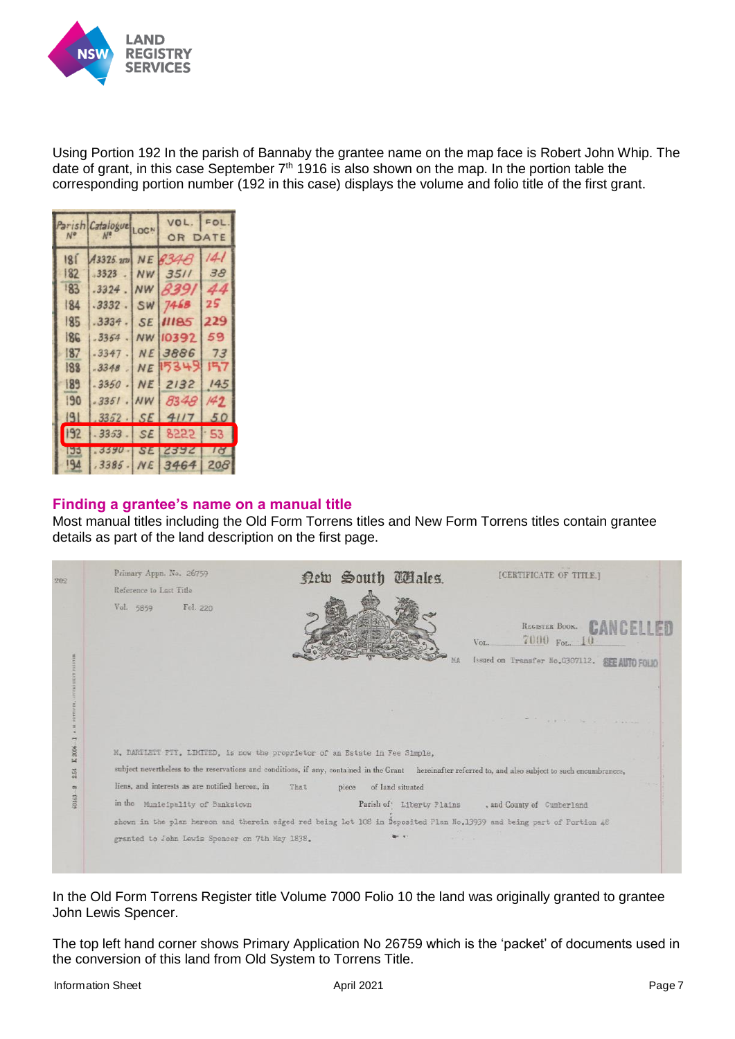Using Portion 192 In the parish of Bannaby the grantee name on the map face is Robert John Whip. The date of grant, in this case September 7th 1916 is also shown on the map. In the portion table the corresponding portion number (192 in this case) displays the volume and folio title of the first grant.

| Parish No | Catalogue No | LOCN | VOL. | FOL. |
|---|---|---|---|---|
| | | | OR DATE | |
| 181 | A3325 | NE | 8348 | 141 |
| 182 | 3323 | NW | 3511 | 38 |
| 183 | 3324 | NW | 8391 | 44 |
| 184 | 3332 | SW | 7468 | 25 |
| 185 | 3334 | SE | 11185 | 229 |
| 186 | 3354 | NW | 10392 | 59 |
| 187 | 3347 | NE | 3886 | 73 |
| 188 | 3348 | NE | 15349 | 157 |
| 189 | 3350 | NE | 2132 | 145 |
| 190 | 3351 | NW | 8348 | 142 |
| 191 | 3352 | SE | 4117 | 50 |
| 192 | 3353 | SE | 8222 | 53 |
| 193 | 3390 | SE | 2392 | 78 |
| 194 | 3385 | NE | 3464 | 208 |

## Finding a grantee's name on a manual title

Most manual titles including the Old Form Torrens titles and New Form Torrens titles contain grantee details as part of the land description on the first page.

Primary Appn. No. 26759
Reference to Last Title
Vol. 5859 Fol. 220

New South Wales. [CERTIFICATE OF TITLE.]

Register Book. CANCELLED
Vol. 7000 Fol. 10
Issued on Transfer No.G307112. SEE AUTO FOLIO

M. BARTLETT PTY. LIMITED, is now the proprietor of an Estate in Fee Simple, subject nevertheless to the reservations and conditions, if any, contained in the Grant hereinafter referred to, and also subject to such encumbrances, liens, and interests as are notified hereon, in That piece of land situated in the Municipality of Bankstown Parish of Liberty Plains, and County of Cumberland shown in the plan hereon and therein edged red being Lot 108 in Deposited Plan No.13939 and being part of Portion 48 granted to John Lewis Spencer on 7th May 1838.

In the Old Form Torrens Register title Volume 7000 Folio 10 the land was originally granted to grantee John Lewis Spencer.

The top left hand corner shows Primary Application No 26759 which is the 'packet' of documents used in the conversion of this land from Old System to Torrens Title.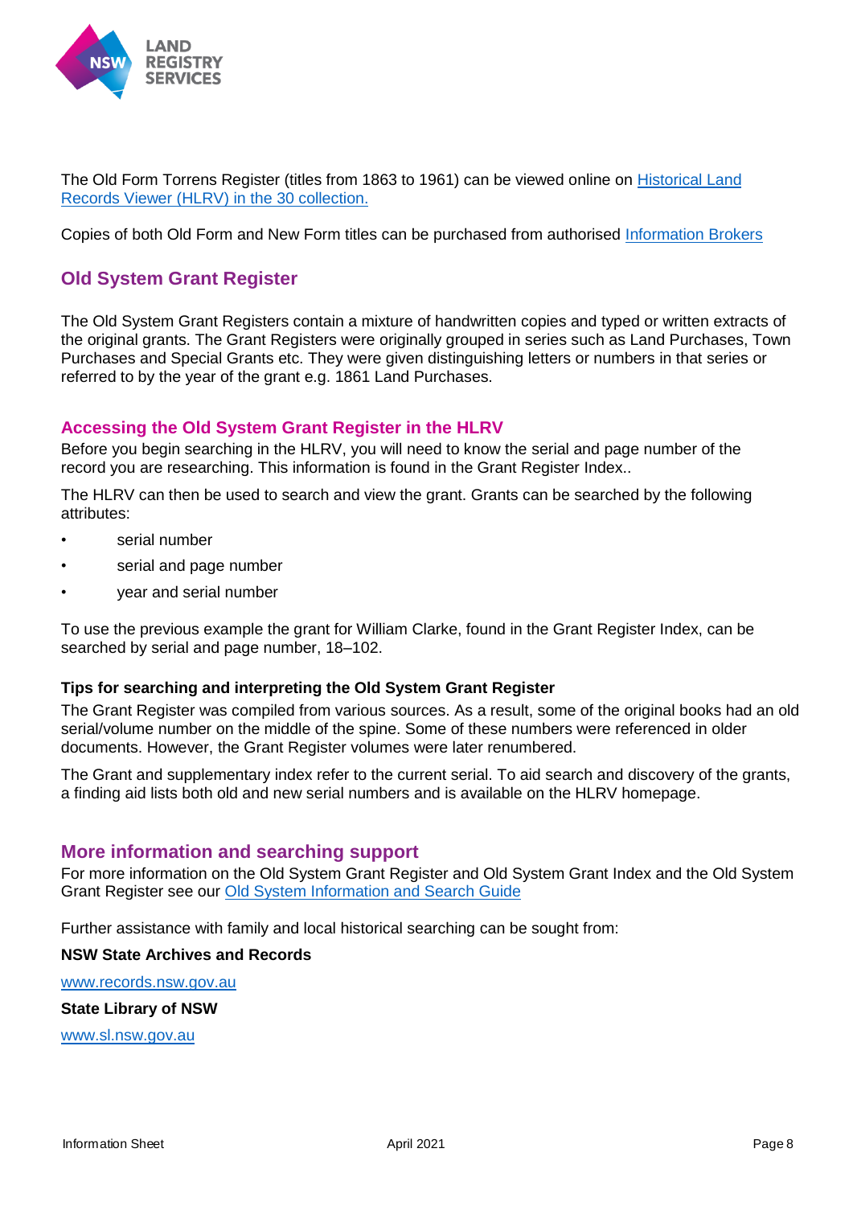The Old Form Torrens Register (titles from 1863 to 1961) can be viewed online on [Historical Land Records Viewer (HLRV) in the 30 collection.](#)

Copies of both Old Form and New Form titles can be purchased from authorised [Information Brokers](#)

## Old System Grant Register

The Old System Grant Registers contain a mixture of handwritten copies and typed or written extracts of the original grants. The Grant Registers were originally grouped in series such as Land Purchases, Town Purchases and Special Grants etc. They were given distinguishing letters or numbers in that series or referred to by the year of the grant e.g. 1861 Land Purchases.

### Accessing the Old System Grant Register in the HLRV

Before you begin searching in the HLRV, you will need to know the serial and page number of the record you are researching. This information is found in the Grant Register Index..

The HLRV can then be used to search and view the grant. Grants can be searched by the following attributes:

- serial number
- serial and page number
- year and serial number

To use the previous example the grant for William Clarke, found in the Grant Register Index, can be searched by serial and page number, 18–102.

**Tips for searching and interpreting the Old System Grant Register**

The Grant Register was compiled from various sources. As a result, some of the original books had an old serial/volume number on the middle of the spine. Some of these numbers were referenced in older documents. However, the Grant Register volumes were later renumbered.

The Grant and supplementary index refer to the current serial. To aid search and discovery of the grants, a finding aid lists both old and new serial numbers and is available on the HLRV homepage.

### More information and searching support

For more information on the Old System Grant Register and Old System Grant Index and the Old System Grant Register see our [Old System Information and Search Guide](#)

Further assistance with family and local historical searching can be sought from:

**NSW State Archives and Records**

[www.records.nsw.gov.au](http://www.records.nsw.gov.au)

**State Library of NSW**

[www.sl.nsw.gov.au](http://www.sl.nsw.gov.au)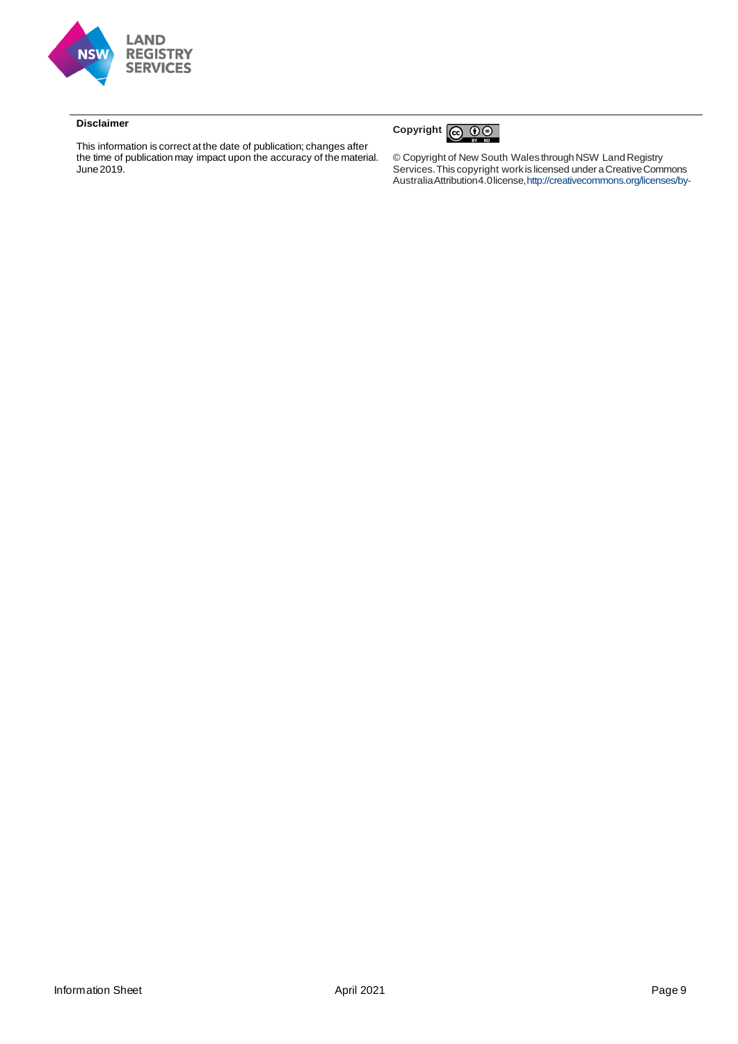**Disclaimer**

This information is correct at the date of publication; changes after the time of publication may impact upon the accuracy of the material. June 2019.

**Copyright**

© Copyright of New South Wales through NSW Land Registry Services. This copyright work is licensed under a Creative Commons Australia Attribution 4.0 license, http://creativecommons.org/licenses/by-